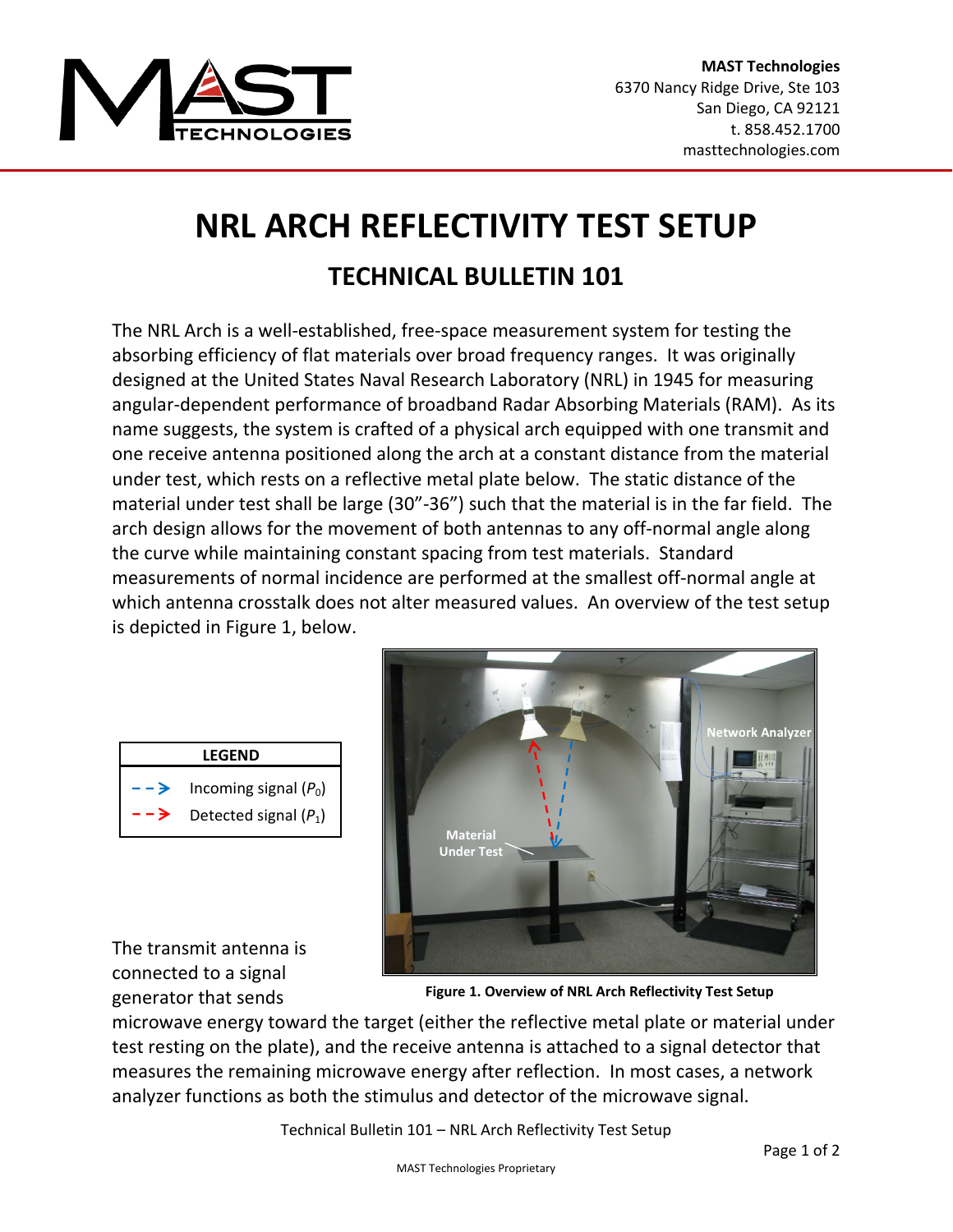**MAST Technologies**
6370 Nancy Ridge Drive, Ste 103
San Diego, CA 92121
t. 858.452.1700
masttechnologies.com

# NRL ARCH REFLECTIVITY TEST SETUP

## TECHNICAL BULLETIN 101

The NRL Arch is a well-established, free-space measurement system for testing the absorbing efficiency of flat materials over broad frequency ranges. It was originally designed at the United States Naval Research Laboratory (NRL) in 1945 for measuring angular-dependent performance of broadband Radar Absorbing Materials (RAM). As its name suggests, the system is crafted of a physical arch equipped with one transmit and one receive antenna positioned along the arch at a constant distance from the material under test, which rests on a reflective metal plate below. The static distance of the material under test shall be large (30"-36") such that the material is in the far field. The arch design allows for the movement of both antennas to any off-normal angle along the curve while maintaining constant spacing from test materials. Standard measurements of normal incidence are performed at the smallest off-normal angle at which antenna crosstalk does not alter measured values. An overview of the test setup is depicted in Figure 1, below.

| LEGEND | |
|---|---|
| Blue dashed arrow | Incoming signal ($P_0$) |
| Red dashed arrow | Detected signal ($P_1$) |

**Figure 1. Overview of NRL Arch Reflectivity Test Setup**

The transmit antenna is connected to a signal generator that sends microwave energy toward the target (either the reflective metal plate or material under test resting on the plate), and the receive antenna is attached to a signal detector that measures the remaining microwave energy after reflection. In most cases, a network analyzer functions as both the stimulus and detector of the microwave signal.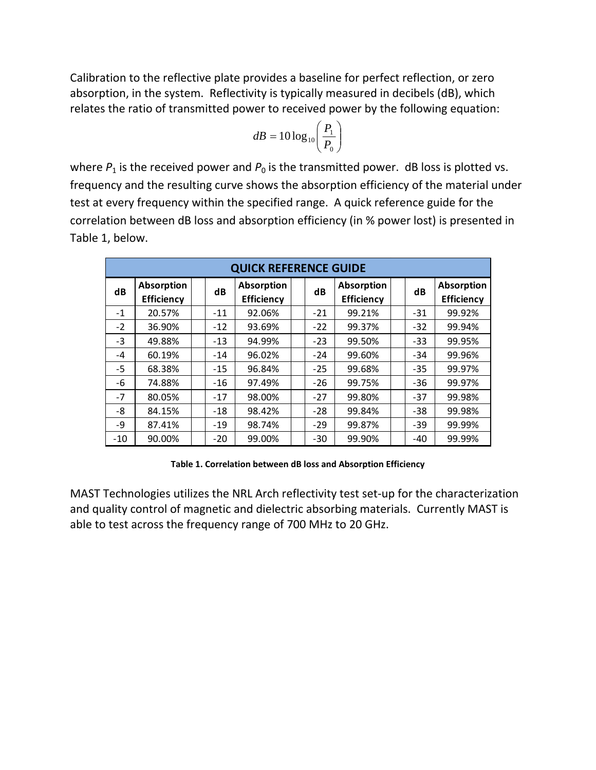Calibration to the reflective plate provides a baseline for perfect reflection, or zero absorption, in the system. Reflectivity is typically measured in decibels (dB), which relates the ratio of transmitted power to received power by the following equation:

$$dB = 10\log_{10}\left(\frac{P_1}{P_0}\right)$$

where $P_1$ is the received power and $P_0$ is the transmitted power. dB loss is plotted vs. frequency and the resulting curve shows the absorption efficiency of the material under test at every frequency within the specified range. A quick reference guide for the correlation between dB loss and absorption efficiency (in % power lost) is presented in Table 1, below.

| QUICK REFERENCE GUIDE | | | | | | | | | | |
|---|---|---|---|---|---|---|---|---|---|---|
| **dB** | **Absorption Efficiency** | | **dB** | **Absorption Efficiency** | | **dB** | **Absorption Efficiency** | | **dB** | **Absorption Efficiency** |
| -1 | 20.57% | | -11 | 92.06% | | -21 | 99.21% | | -31 | 99.92% |
| -2 | 36.90% | | -12 | 93.69% | | -22 | 99.37% | | -32 | 99.94% |
| -3 | 49.88% | | -13 | 94.99% | | -23 | 99.50% | | -33 | 99.95% |
| -4 | 60.19% | | -14 | 96.02% | | -24 | 99.60% | | -34 | 99.96% |
| -5 | 68.38% | | -15 | 96.84% | | -25 | 99.68% | | -35 | 99.97% |
| -6 | 74.88% | | -16 | 97.49% | | -26 | 99.75% | | -36 | 99.97% |
| -7 | 80.05% | | -17 | 98.00% | | -27 | 99.80% | | -37 | 99.98% |
| -8 | 84.15% | | -18 | 98.42% | | -28 | 99.84% | | -38 | 99.98% |
| -9 | 87.41% | | -19 | 98.74% | | -29 | 99.87% | | -39 | 99.99% |
| -10 | 90.00% | | -20 | 99.00% | | -30 | 99.90% | | -40 | 99.99% |

**Table 1. Correlation between dB loss and Absorption Efficiency**

MAST Technologies utilizes the NRL Arch reflectivity test set-up for the characterization and quality control of magnetic and dielectric absorbing materials. Currently MAST is able to test across the frequency range of 700 MHz to 20 GHz.